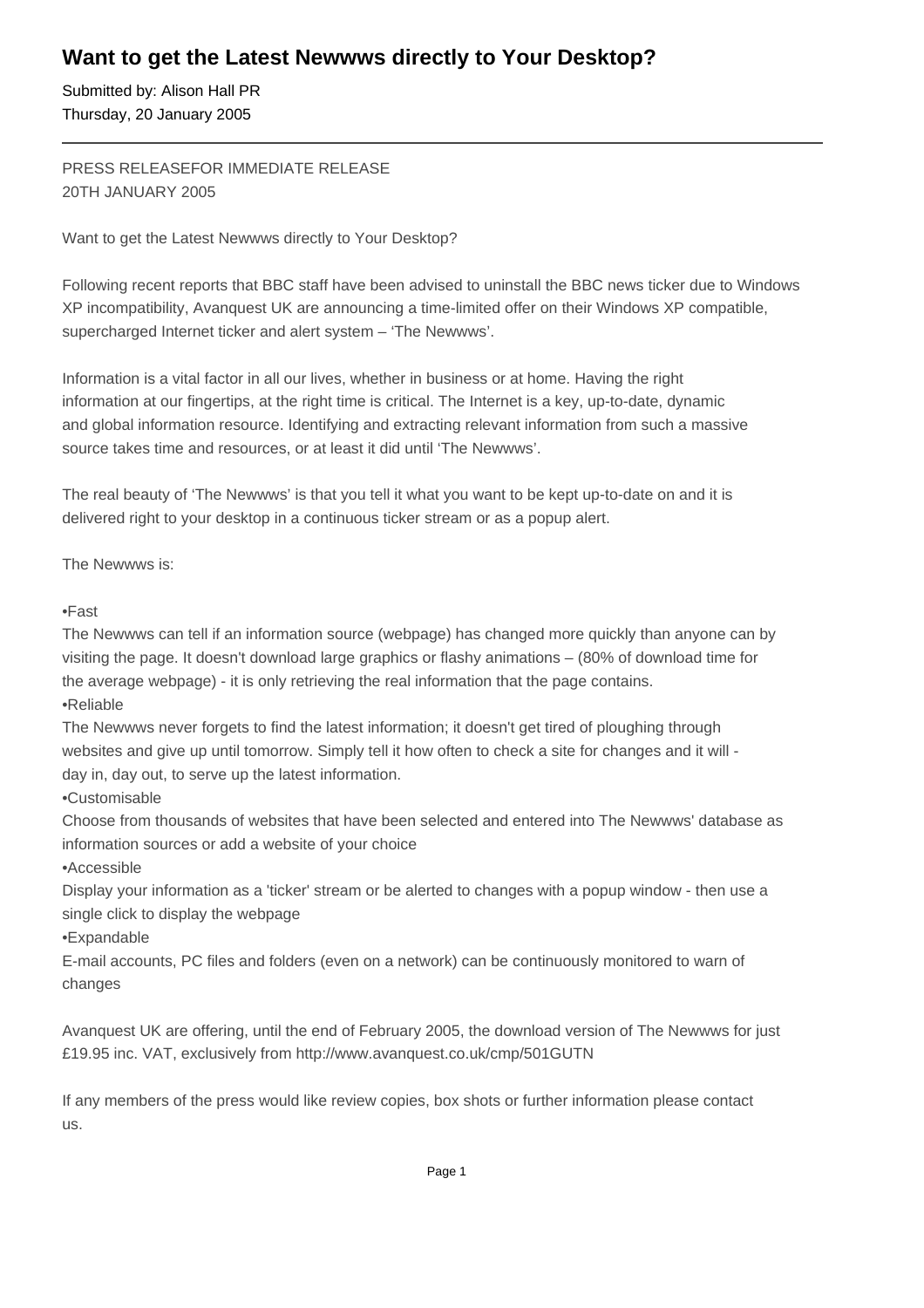# Want to get the Latest Newwws directly to Your Desktop?

Submitted by: Alison Hall PR
Thursday, 20 January 2005

---

PRESS RELEASEFOR IMMEDIATE RELEASE
20TH JANUARY 2005

Want to get the Latest Newwws directly to Your Desktop?

Following recent reports that BBC staff have been advised to uninstall the BBC news ticker due to Windows XP incompatibility, Avanquest UK are announcing a time-limited offer on their Windows XP compatible, supercharged Internet ticker and alert system – 'The Newwws'.

Information is a vital factor in all our lives, whether in business or at home. Having the right information at our fingertips, at the right time is critical. The Internet is a key, up-to-date, dynamic and global information resource. Identifying and extracting relevant information from such a massive source takes time and resources, or at least it did until 'The Newwws'.

The real beauty of 'The Newwws' is that you tell it what you want to be kept up-to-date on and it is delivered right to your desktop in a continuous ticker stream or as a popup alert.

The Newwws is:

•Fast
The Newwws can tell if an information source (webpage) has changed more quickly than anyone can by visiting the page. It doesn't download large graphics or flashy animations – (80% of download time for the average webpage) - it is only retrieving the real information that the page contains.
•Reliable
The Newwws never forgets to find the latest information; it doesn't get tired of ploughing through websites and give up until tomorrow. Simply tell it how often to check a site for changes and it will - day in, day out, to serve up the latest information.
•Customisable
Choose from thousands of websites that have been selected and entered into The Newwws' database as information sources or add a website of your choice
•Accessible
Display your information as a 'ticker' stream or be alerted to changes with a popup window - then use a single click to display the webpage
•Expandable
E-mail accounts, PC files and folders (even on a network) can be continuously monitored to warn of changes

Avanquest UK are offering, until the end of February 2005, the download version of The Newwws for just £19.95 inc. VAT, exclusively from http://www.avanquest.co.uk/cmp/501GUTN

If any members of the press would like review copies, box shots or further information please contact us.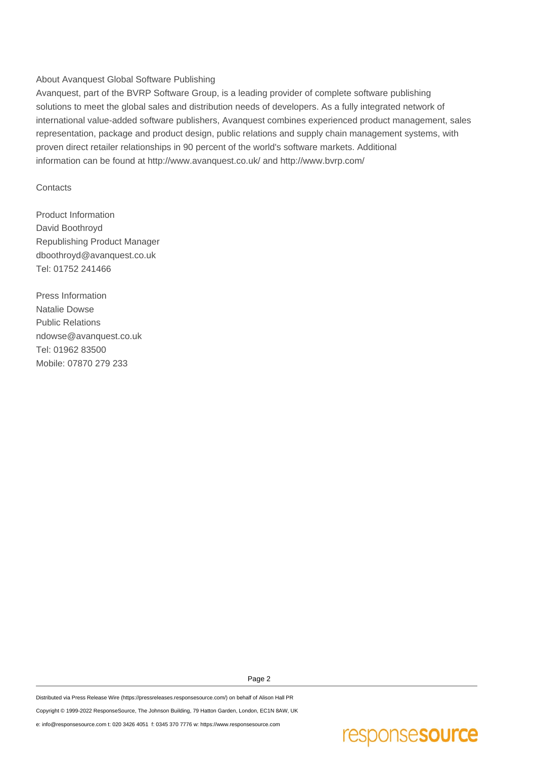## About Avanquest Global Software Publishing

Avanquest, part of the BVRP Software Group, is a leading provider of complete software publishing solutions to meet the global sales and distribution needs of developers. As a fully integrated network of international value-added software publishers, Avanquest combines experienced product management, sales representation, package and product design, public relations and supply chain management systems, with proven direct retailer relationships in 90 percent of the world's software markets. Additional information can be found at http://www.avanquest.co.uk/ and http://www.bvrp.com/

## Contacts

Product Information
David Boothroyd
Republishing Product Manager
dboothroyd@avanquest.co.uk
Tel: 01752 241466

Press Information
Natalie Dowse
Public Relations
ndowse@avanquest.co.uk
Tel: 01962 83500
Mobile: 07870 279 233

Distributed via Press Release Wire (https://pressreleases.responsesource.com/) on behalf of Alison Hall PR

Copyright © 1999-2022 ResponseSource, The Johnson Building, 79 Hatton Garden, London, EC1N 8AW, UK

e: info@responsesource.com t: 020 3426 4051 f: 0345 370 7776 w: https://www.responsesource.com

responsesource